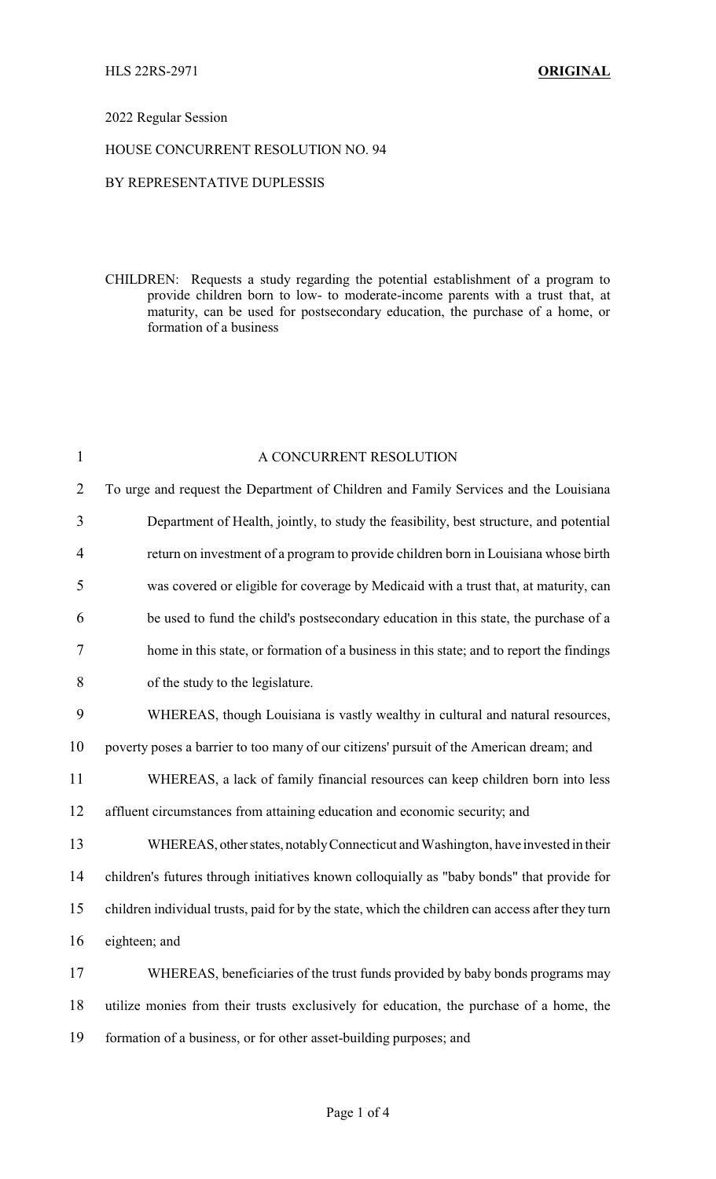HLS 22RS-2971 **ORIGINAL**

2022 Regular Session

HOUSE CONCURRENT RESOLUTION NO. 94

BY REPRESENTATIVE DUPLESSIS

CHILDREN: Requests a study regarding the potential establishment of a program to provide children born to low- to moderate-income parents with a trust that, at maturity, can be used for postsecondary education, the purchase of a home, or formation of a business

A CONCURRENT RESOLUTION

To urge and request the Department of Children and Family Services and the Louisiana Department of Health, jointly, to study the feasibility, best structure, and potential return on investment of a program to provide children born in Louisiana whose birth was covered or eligible for coverage by Medicaid with a trust that, at maturity, can be used to fund the child's postsecondary education in this state, the purchase of a home in this state, or formation of a business in this state; and to report the findings of the study to the legislature.

WHEREAS, though Louisiana is vastly wealthy in cultural and natural resources, poverty poses a barrier to too many of our citizens' pursuit of the American dream; and

WHEREAS, a lack of family financial resources can keep children born into less affluent circumstances from attaining education and economic security; and

WHEREAS, other states, notably Connecticut and Washington, have invested in their children's futures through initiatives known colloquially as "baby bonds" that provide for children individual trusts, paid for by the state, which the children can access after they turn eighteen; and

WHEREAS, beneficiaries of the trust funds provided by baby bonds programs may utilize monies from their trusts exclusively for education, the purchase of a home, the formation of a business, or for other asset-building purposes; and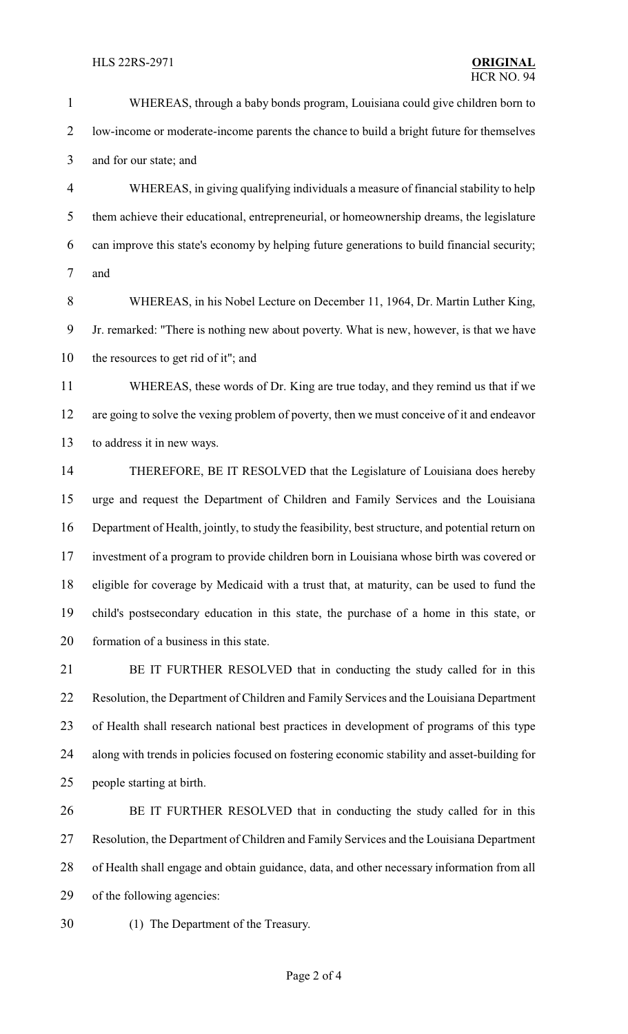WHEREAS, through a baby bonds program, Louisiana could give children born to low-income or moderate-income parents the chance to build a bright future for themselves and for our state; and

WHEREAS, in giving qualifying individuals a measure of financial stability to help them achieve their educational, entrepreneurial, or homeownership dreams, the legislature can improve this state's economy by helping future generations to build financial security; and

WHEREAS, in his Nobel Lecture on December 11, 1964, Dr. Martin Luther King, Jr. remarked: "There is nothing new about poverty. What is new, however, is that we have the resources to get rid of it"; and

WHEREAS, these words of Dr. King are true today, and they remind us that if we are going to solve the vexing problem of poverty, then we must conceive of it and endeavor to address it in new ways.

THEREFORE, BE IT RESOLVED that the Legislature of Louisiana does hereby urge and request the Department of Children and Family Services and the Louisiana Department of Health, jointly, to study the feasibility, best structure, and potential return on investment of a program to provide children born in Louisiana whose birth was covered or eligible for coverage by Medicaid with a trust that, at maturity, can be used to fund the child's postsecondary education in this state, the purchase of a home in this state, or formation of a business in this state.

BE IT FURTHER RESOLVED that in conducting the study called for in this Resolution, the Department of Children and Family Services and the Louisiana Department of Health shall research national best practices in development of programs of this type along with trends in policies focused on fostering economic stability and asset-building for people starting at birth.

BE IT FURTHER RESOLVED that in conducting the study called for in this Resolution, the Department of Children and Family Services and the Louisiana Department of Health shall engage and obtain guidance, data, and other necessary information from all of the following agencies:

(1) The Department of the Treasury.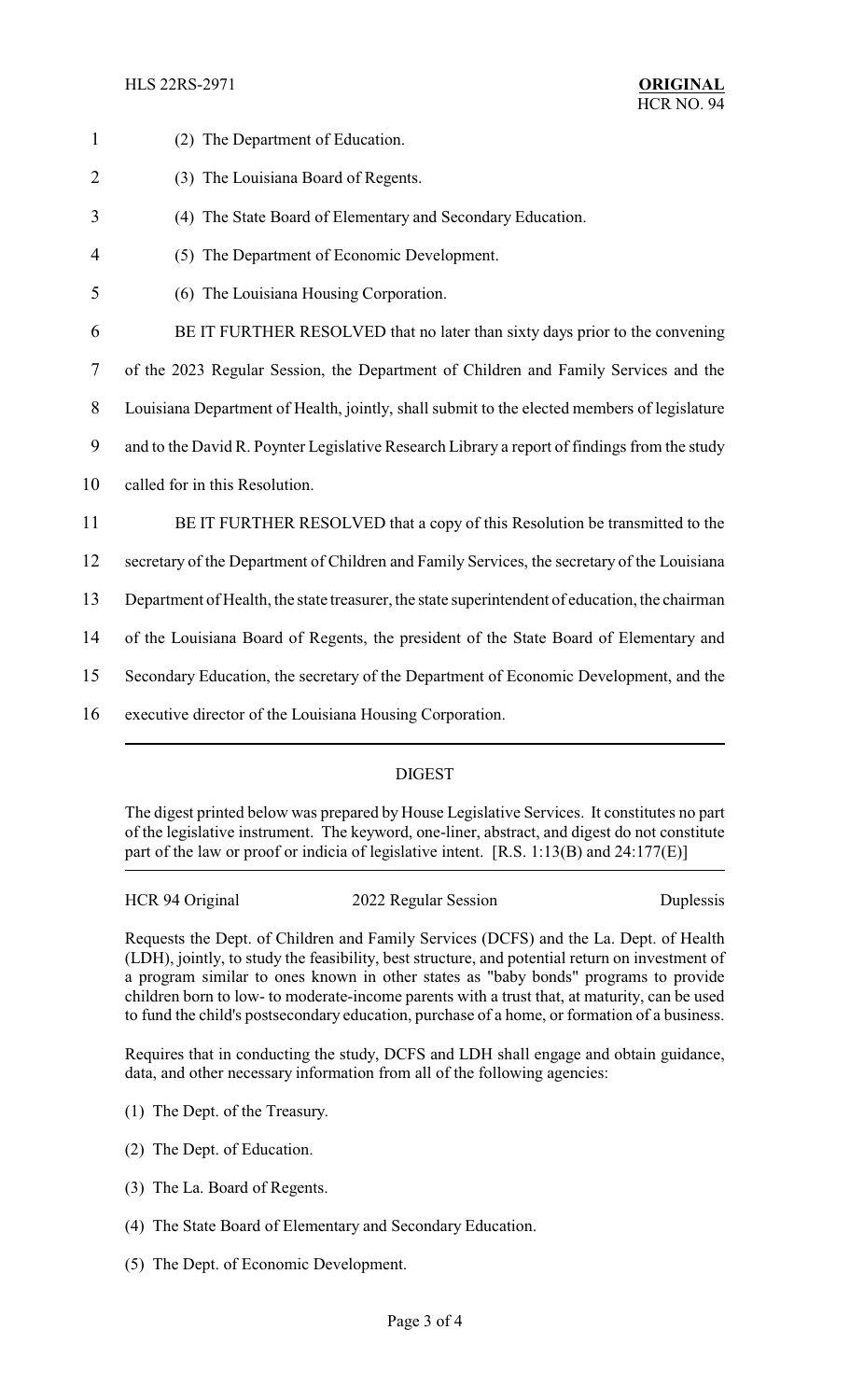(2) The Department of Education.

(3) The Louisiana Board of Regents.

(4) The State Board of Elementary and Secondary Education.

(5) The Department of Economic Development.

(6) The Louisiana Housing Corporation.

BE IT FURTHER RESOLVED that no later than sixty days prior to the convening of the 2023 Regular Session, the Department of Children and Family Services and the Louisiana Department of Health, jointly, shall submit to the elected members of legislature and to the David R. Poynter Legislative Research Library a report of findings from the study called for in this Resolution.

BE IT FURTHER RESOLVED that a copy of this Resolution be transmitted to the secretary of the Department of Children and Family Services, the secretary of the Louisiana Department of Health, the state treasurer, the state superintendent of education, the chairman of the Louisiana Board of Regents, the president of the State Board of Elementary and Secondary Education, the secretary of the Department of Economic Development, and the executive director of the Louisiana Housing Corporation.

## DIGEST

The digest printed below was prepared by House Legislative Services. It constitutes no part of the legislative instrument. The keyword, one-liner, abstract, and digest do not constitute part of the law or proof or indicia of legislative intent. [R.S. 1:13(B) and 24:177(E)]

HCR 94 Original — 2022 Regular Session — Duplessis

Requests the Dept. of Children and Family Services (DCFS) and the La. Dept. of Health (LDH), jointly, to study the feasibility, best structure, and potential return on investment of a program similar to ones known in other states as "baby bonds" programs to provide children born to low- to moderate-income parents with a trust that, at maturity, can be used to fund the child's postsecondary education, purchase of a home, or formation of a business.

Requires that in conducting the study, DCFS and LDH shall engage and obtain guidance, data, and other necessary information from all of the following agencies:

(1) The Dept. of the Treasury.

(2) The Dept. of Education.

(3) The La. Board of Regents.

(4) The State Board of Elementary and Secondary Education.

(5) The Dept. of Economic Development.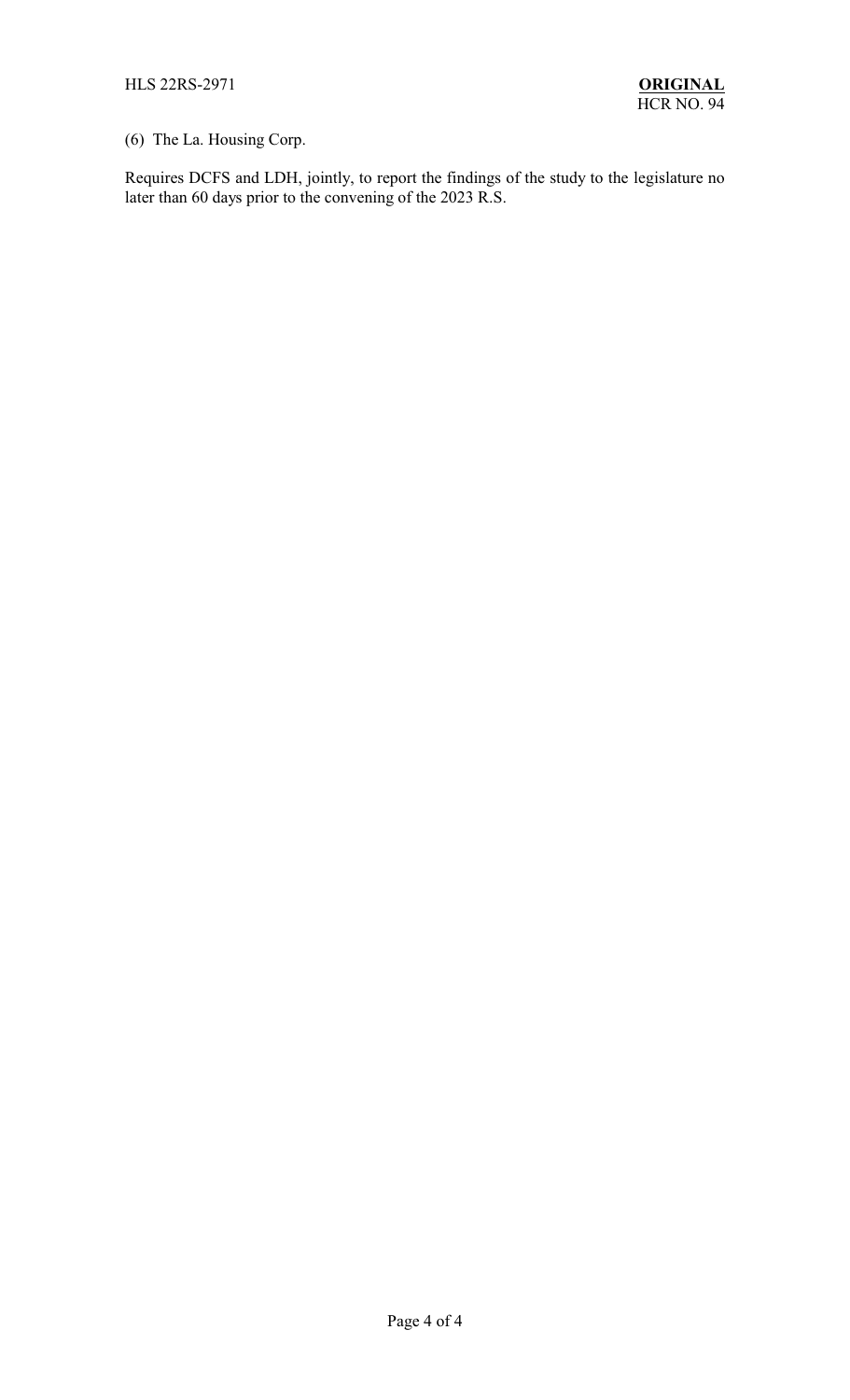(6) The La. Housing Corp.

Requires DCFS and LDH, jointly, to report the findings of the study to the legislature no later than 60 days prior to the convening of the 2023 R.S.